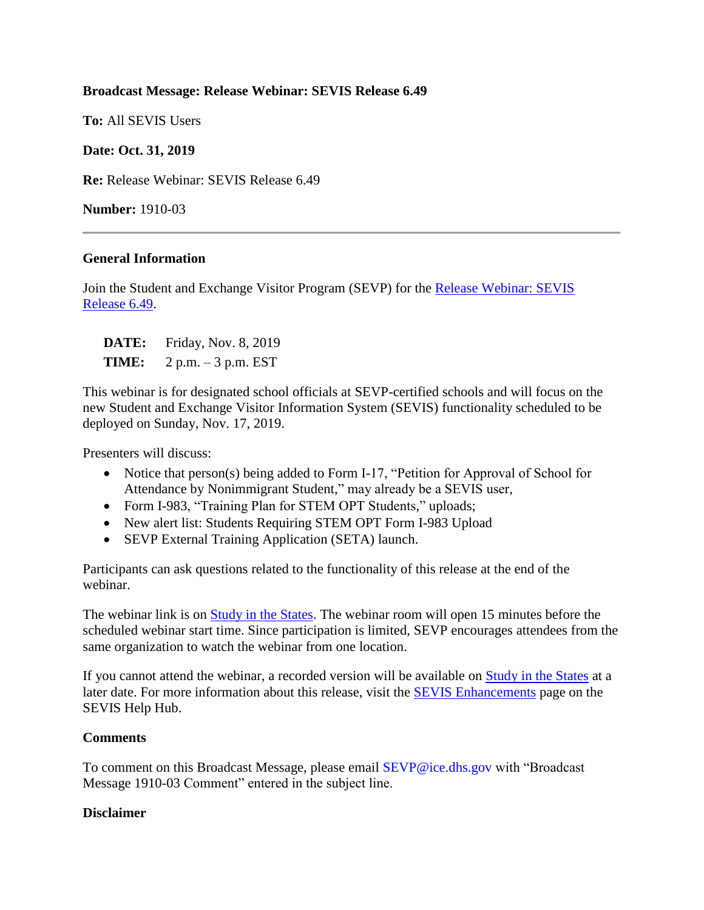**Broadcast Message: Release Webinar: SEVIS Release 6.49**

**To:** All SEVIS Users

**Date: Oct. 31, 2019**

**Re:** Release Webinar: SEVIS Release 6.49

**Number:** 1910-03

---

**General Information**

Join the Student and Exchange Visitor Program (SEVP) for the [Release Webinar: SEVIS Release 6.49](#).

**DATE:** Friday, Nov. 8, 2019
**TIME:** 2 p.m. – 3 p.m. EST

This webinar is for designated school officials at SEVP-certified schools and will focus on the new Student and Exchange Visitor Information System (SEVIS) functionality scheduled to be deployed on Sunday, Nov. 17, 2019.

Presenters will discuss:

- Notice that person(s) being added to Form I-17, "Petition for Approval of School for Attendance by Nonimmigrant Student," may already be a SEVIS user,
- Form I-983, "Training Plan for STEM OPT Students," uploads;
- New alert list: Students Requiring STEM OPT Form I-983 Upload
- SEVP External Training Application (SETA) launch.

Participants can ask questions related to the functionality of this release at the end of the webinar.

The webinar link is on [Study in the States](#). The webinar room will open 15 minutes before the scheduled webinar start time. Since participation is limited, SEVP encourages attendees from the same organization to watch the webinar from one location.

If you cannot attend the webinar, a recorded version will be available on [Study in the States](#) at a later date. For more information about this release, visit the [SEVIS Enhancements](#) page on the SEVIS Help Hub.

**Comments**

To comment on this Broadcast Message, please email SEVP@ice.dhs.gov with "Broadcast Message 1910-03 Comment" entered in the subject line.

**Disclaimer**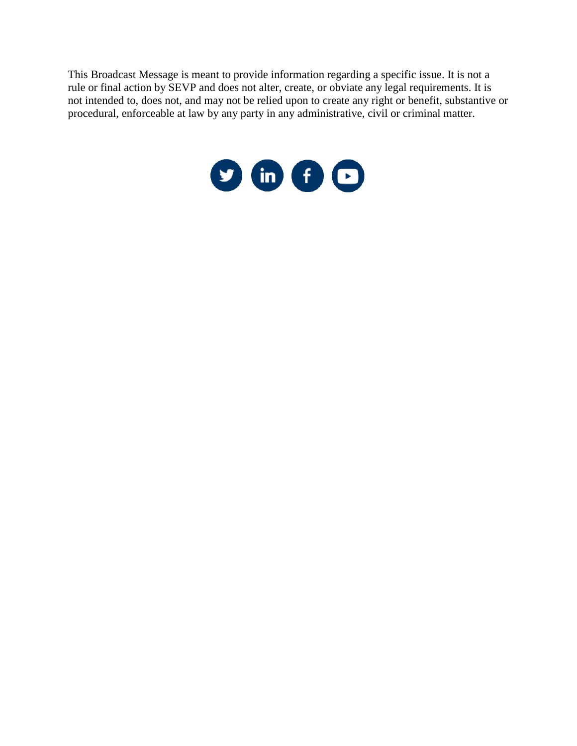This Broadcast Message is meant to provide information regarding a specific issue. It is not a rule or final action by SEVP and does not alter, create, or obviate any legal requirements. It is not intended to, does not, and may not be relied upon to create any right or benefit, substantive or procedural, enforceable at law by any party in any administrative, civil or criminal matter.